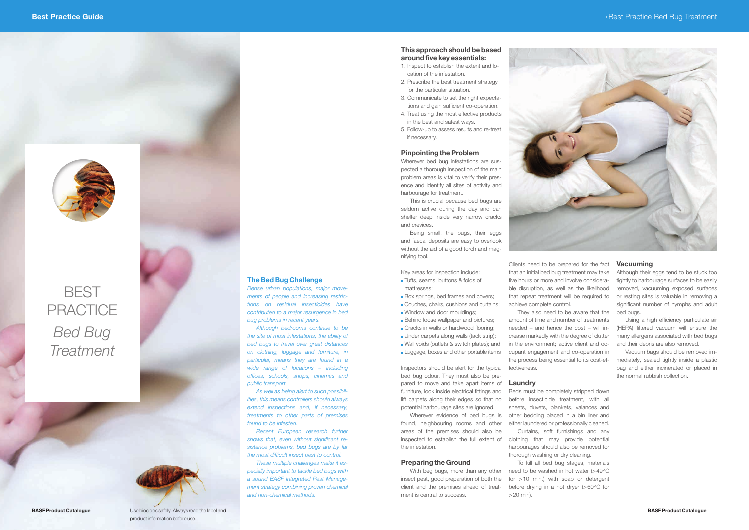# BEST PRACTICE

*Bed Bug Treatment*

## The Bed Bug Challenge

*Dense urban populations, major movements of people and increasing restrictions on residual insecticides have contributed to a major resurgence in bed bug problems in recent years.*

*Although bedrooms continue to be the site of most infestations, the ability of bed bugs to travel over great distances on clothing, luggage and furniture, in particular, means they are found in a wide range of locations – including offices, schools, shops, cinemas and public transport.*

*As well as being alert to such possibilities, this means controllers should always extend inspections and, if necessary, treatments to other parts of premises found to be infested.*

*Recent European research further shows that, even without significant resistance problems, bed bugs are by far the most difficult insect pest to control.*

*These multiple challenges make it especially important to tackle bed bugs with a sound BASF Integrated Pest Management strategy combining proven chemical and non-chemical methods.*

Use biocides safely. Always read the label and product information before use.

**This approach should be based around five key essentials:**

1. Inspect to establish the extent and location of the infestation.
2. Prescribe the best treatment strategy for the particular situation.
3. Communicate to set the right expectations and gain sufficient co-operation.
4. Treat using the most effective products in the best and safest ways.
5. Follow-up to assess results and re-treat if necessary.

### Pinpointing the Problem

Wherever bed bug infestations are suspected a thorough inspection of the main problem areas is vital to verify their presence and identify all sites of activity and harbourage for treatment.

This is crucial because bed bugs are seldom active during the day and can shelter deep inside very narrow cracks and crevices.

Being small, the bugs, their eggs and faecal deposits are easy to overlook without the aid of a good torch and magnifying tool.

Key areas for inspection include:

- Tufts, seams, buttons & folds of mattresses;
- Box springs, bed frames and covers;
- Couches, chairs, cushions and curtains;
- Window and door mouldings;
- Behind loose wallpaper and pictures;
- Cracks in walls or hardwood flooring;
- Under carpets along walls (tack strip);
- Wall voids (outlets & switch plates); and
- Luggage, boxes and other portable items

Inspectors should be alert for the typical bed bug odour. They must also be prepared to move and take apart items of furniture, look inside electrical fittings and lift carpets along their edges so that no potential harbourage sites are ignored.

Wherever evidence of bed bugs is found, neighbouring rooms and other areas of the premises should also be inspected to establish the full extent of the infestation.

### Preparing the Ground

With beg bugs, more than any other insect pest, good preparation of both the client and the premises ahead of treatment is central to success.

Clients need to be prepared for the fact that an initial bed bug treatment may take five hours or more and involve considerable disruption, as well as the likelihood that repeat treatment will be required to achieve complete control.

They also need to be aware that the amount of time and number of treatments needed – and hence the cost – will increase markedly with the degree of clutter in the environment; active client and occupant engagement and co-operation in the process being essential to its cost-effectiveness.

### Laundry

Beds must be completely stripped down before insecticide treatment, with all sheets, duvets, blankets, valances and other bedding placed in a bin liner and either laundered or professionally cleaned.

Curtains, soft furnishings and any clothing that may provide potential harbourages should also be removed for thorough washing or dry cleaning.

To kill all bed bug stages, materials need to be washed in hot water (>49°C for >10 min.) with soap or detergent before drying in a hot dryer (>60°C for >20 min).

### Vacuuming

Although their eggs tend to be stuck too tightly to harbourage surfaces to be easily removed, vacuuming exposed surfaces or resting sites is valuable in removing a significant number of nymphs and adult bed bugs.

Using a high efficiency particulate air (HEPA) filtered vacuum will ensure the many allergens associated with bed bugs and their debris are also removed.

Vacuum bags should be removed immediately, sealed tightly inside a plastic bag and either incinerated or placed in the normal rubbish collection.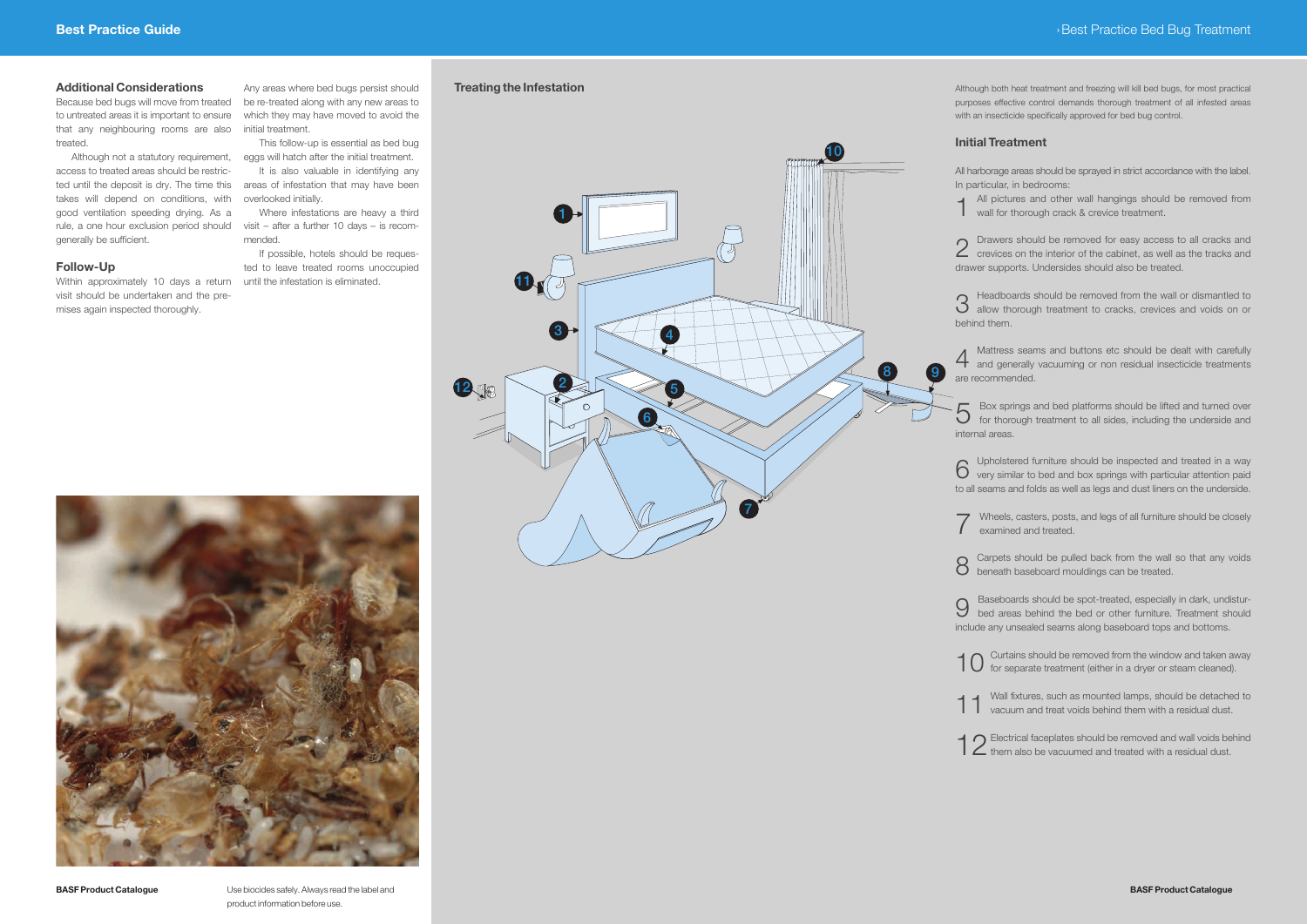## Additional Considerations

Because bed bugs will move from treated to untreated areas it is important to ensure that any neighbouring rooms are also treated.

Although not a statutory requirement, access to treated areas should be restricted until the deposit is dry. The time this takes will depend on conditions, with good ventilation speeding drying. As a rule, a one hour exclusion period should generally be sufficient.

## Follow-Up

Within approximately 10 days a return visit should be undertaken and the premises again inspected thoroughly.

Any areas where bed bugs persist should be re-treated along with any new areas to which they may have moved to avoid the initial treatment.

This follow-up is essential as bed bug eggs will hatch after the initial treatment.

It is also valuable in identifying any areas of infestation that may have been overlooked initially.

Where infestations are heavy a third visit – after a further 10 days – is recommended.

If possible, hotels should be requested to leave treated rooms unoccupied until the infestation is eliminated.

Use biocides safely. Always read the label and product information before use.

## Treating the Infestation

Although both heat treatment and freezing will kill bed bugs, for most practical purposes effective control demands thorough treatment of all infested areas with an insecticide specifically approved for bed bug control.

### Initial Treatment

All harborage areas should be sprayed in strict accordance with the label. In particular, in bedrooms:

1. All pictures and other wall hangings should be removed from wall for thorough crack & crevice treatment.
2. Drawers should be removed for easy access to all cracks and crevices on the interior of the cabinet, as well as the tracks and drawer supports. Undersides should also be treated.
3. Headboards should be removed from the wall or dismantled to allow thorough treatment to cracks, crevices and voids on or behind them.
4. Mattress seams and buttons etc should be dealt with carefully and generally vacuuming or non residual insecticide treatments are recommended.
5. Box springs and bed platforms should be lifted and turned over for thorough treatment to all sides, including the underside and internal areas.
6. Upholstered furniture should be inspected and treated in a way very similar to bed and box springs with particular attention paid to all seams and folds as well as legs and dust liners on the underside.
7. Wheels, casters, posts, and legs of all furniture should be closely examined and treated.
8. Carpets should be pulled back from the wall so that any voids beneath baseboard mouldings can be treated.
9. Baseboards should be spot-treated, especially in dark, undisturbed areas behind the bed or other furniture. Treatment should include any unsealed seams along baseboard tops and bottoms.
10. Curtains should be removed from the window and taken away for separate treatment (either in a dryer or steam cleaned).
11. Wall fixtures, such as mounted lamps, should be detached to vacuum and treat voids behind them with a residual dust.
12. Electrical faceplates should be removed and wall voids behind them also be vacuumed and treated with a residual dust.